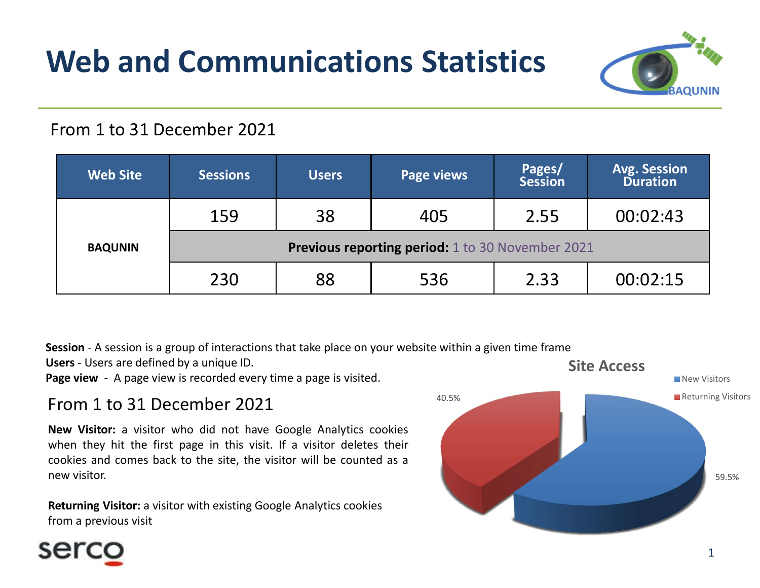# Web and Communications Statistics

From 1 to 31 December 2021

| Web Site | Sessions | Users | Page views | Pages/ Session | Avg. Session Duration |
|---|---|---|---|---|---|
| BAQUNIN | 159 | 38 | 405 | 2.55 | 00:02:43 |
| | **Previous reporting period:** 1 to 30 November 2021 | | | | |
| | 230 | 88 | 536 | 2.33 | 00:02:15 |

**Session** - A session is a group of interactions that take place on your website within a given time frame
**Users** - Users are defined by a unique ID.
**Page view** - A page view is recorded every time a page is visited.

## From 1 to 31 December 2021

**New Visitor:** a visitor who did not have Google Analytics cookies when they hit the first page in this visit. If a visitor deletes their cookies and comes back to the site, the visitor will be counted as a new visitor.

**Returning Visitor:** a visitor with existing Google Analytics cookies from a previous visit

**Site Access**

- New Visitors: 59.5%
- Returning Visitors: 40.5%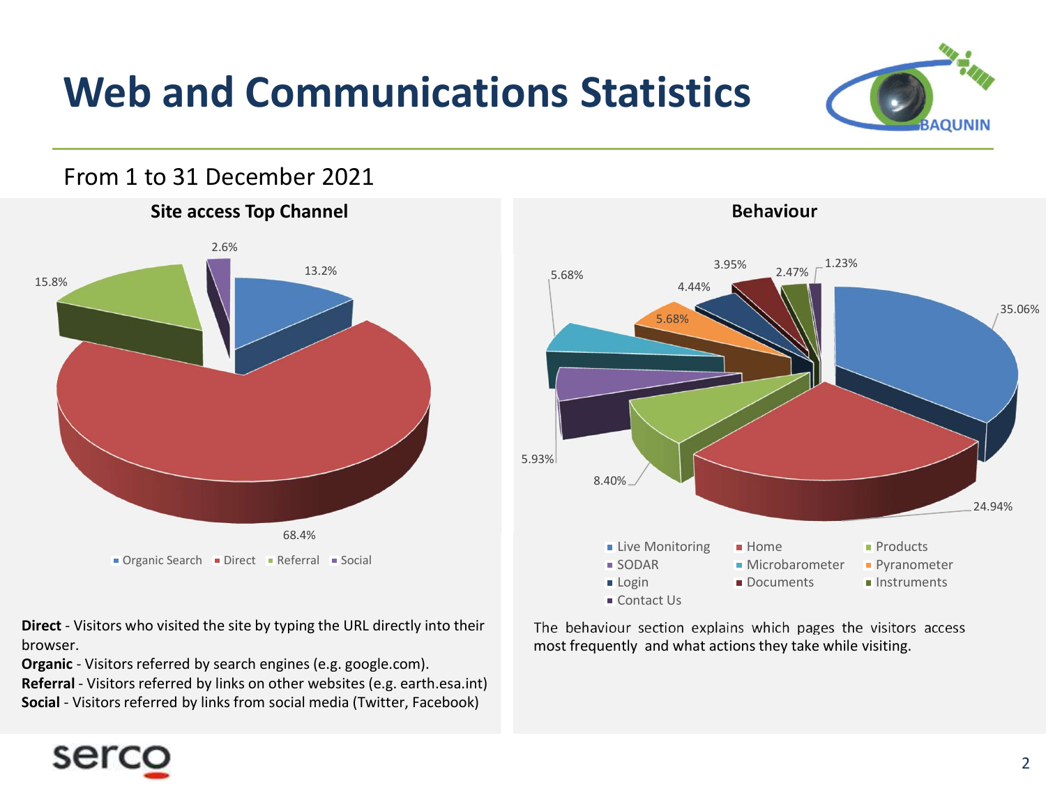# Web and Communications Statistics

From 1 to 31 December 2021

## Site access Top Channel

| Channel | Share |
|---|---|
| Organic Search | 13.2% |
| Direct | 68.4% |
| Referral | 15.8% |
| Social | 2.6% |

**Direct** - Visitors who visited the site by typing the URL directly into their browser.
**Organic** - Visitors referred by search engines (e.g. google.com).
**Referral** - Visitors referred by links on other websites (e.g. earth.esa.int)
**Social** - Visitors referred by links from social media (Twitter, Facebook)

## Behaviour

| Page | Share |
|---|---|
| Live Monitoring | 35.06% |
| Home | 24.94% |
| Products | 8.40% |
| SODAR | 5.93% |
| Microbarometer | 5.68% |
| Pyranometer | 5.68% |
| Login | 4.44% |
| Documents | 3.95% |
| Instruments | 2.47% |
| Contact Us | 1.23% |

The behaviour section explains which pages the visitors access most frequently and what actions they take while visiting.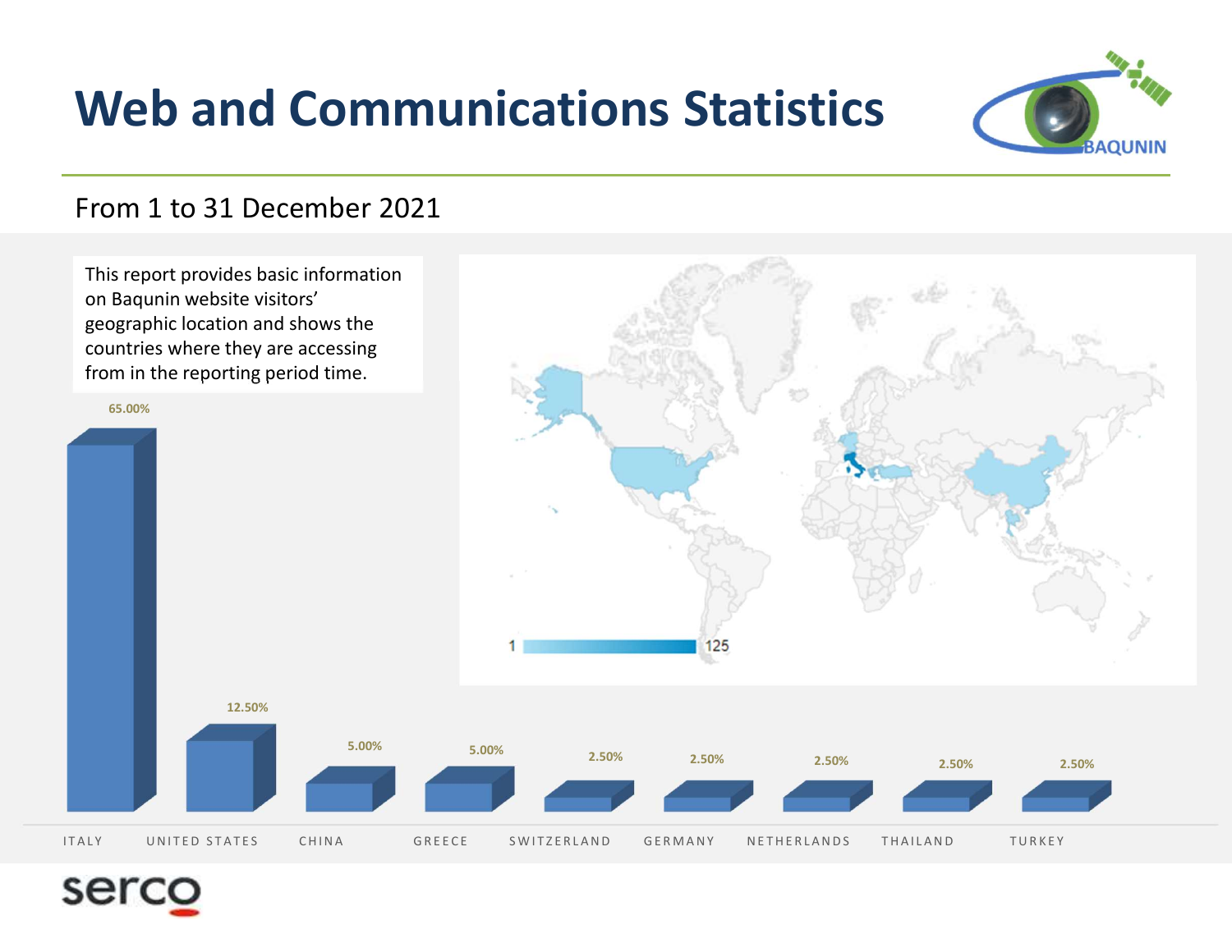# Web and Communications Statistics

From 1 to 31 December 2021

This report provides basic information on Baqunin website visitors' geographic location and shows the countries where they are accessing from in the reporting period time.

1
125

65.00%
12.50%
5.00%
5.00%
2.50%
2.50%
2.50%
2.50%
2.50%

ITALY
UNITED STATES
CHINA
GREECE
SWITZERLAND
GERMANY
NETHERLANDS
THAILAND
TURKEY